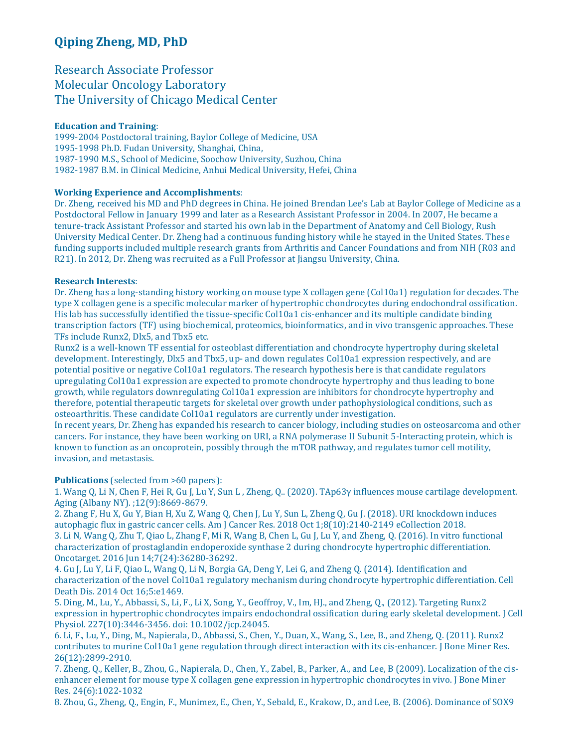# Qiping Zheng, MD, PhD

Research Associate Professor
Molecular Oncology Laboratory
The University of Chicago Medical Center

**Education and Training**:
1999-2004 Postdoctoral training, Baylor College of Medicine, USA
1995-1998 Ph.D. Fudan University, Shanghai, China,
1987-1990 M.S., School of Medicine, Soochow University, Suzhou, China
1982-1987 B.M. in Clinical Medicine, Anhui Medical University, Hefei, China

**Working Experience and Accomplishments**:
Dr. Zheng, received his MD and PhD degrees in China. He joined Brendan Lee's Lab at Baylor College of Medicine as a Postdoctoral Fellow in January 1999 and later as a Research Assistant Professor in 2004. In 2007, He became a tenure-track Assistant Professor and started his own lab in the Department of Anatomy and Cell Biology, Rush University Medical Center. Dr. Zheng had a continuous funding history while he stayed in the United States. These funding supports included multiple research grants from Arthritis and Cancer Foundations and from NIH (R03 and R21). In 2012, Dr. Zheng was recruited as a Full Professor at Jiangsu University, China.

**Research Interests**:
Dr. Zheng has a long-standing history working on mouse type X collagen gene (Col10a1) regulation for decades. The type X collagen gene is a specific molecular marker of hypertrophic chondrocytes during endochondral ossification. His lab has successfully identified the tissue-specific Col10a1 cis-enhancer and its multiple candidate binding transcription factors (TF) using biochemical, proteomics, bioinformatics, and in vivo transgenic approaches. These TFs include Runx2, Dlx5, and Tbx5 etc.
Runx2 is a well-known TF essential for osteoblast differentiation and chondrocyte hypertrophy during skeletal development. Interestingly, Dlx5 and Tbx5, up- and down regulates Col10a1 expression respectively, and are potential positive or negative Col10a1 regulators. The research hypothesis here is that candidate regulators upregulating Col10a1 expression are expected to promote chondrocyte hypertrophy and thus leading to bone growth, while regulators downregulating Col10a1 expression are inhibitors for chondrocyte hypertrophy and therefore, potential therapeutic targets for skeletal over growth under pathophysiological conditions, such as osteoarthritis. These candidate Col10a1 regulators are currently under investigation.
In recent years, Dr. Zheng has expanded his research to cancer biology, including studies on osteosarcoma and other cancers. For instance, they have been working on URI, a RNA polymerase II Subunit 5-Interacting protein, which is known to function as an oncoprotein, possibly through the mTOR pathway, and regulates tumor cell motility, invasion, and metastasis.

**Publications** (selected from >60 papers):
1. Wang Q, Li N, Chen F, Hei R, Gu J, Lu Y, Sun L , Zheng, Q.. (2020). TAp63γ influences mouse cartilage development. Aging (Albany NY). ;12(9):8669-8679.
2. Zhang F, Hu X, Gu Y, Bian H, Xu Z, Wang Q, Chen J, Lu Y, Sun L, Zheng Q, Gu J. (2018). URI knockdown induces autophagic flux in gastric cancer cells. Am J Cancer Res. 2018 Oct 1;8(10):2140-2149 eCollection 2018.
3. Li N, Wang Q, Zhu T, Qiao L, Zhang F, Mi R, Wang B, Chen L, Gu J, Lu Y, and Zheng, Q. (2016). In vitro functional characterization of prostaglandin endoperoxide synthase 2 during chondrocyte hypertrophic differentiation. Oncotarget. 2016 Jun 14;7(24):36280-36292.
4. Gu J, Lu Y, Li F, Qiao L, Wang Q, Li N, Borgia GA, Deng Y, Lei G, and Zheng Q. (2014). Identification and characterization of the novel Col10a1 regulatory mechanism during chondrocyte hypertrophic differentiation. Cell Death Dis. 2014 Oct 16;5:e1469.
5. Ding, M., Lu, Y., Abbassi, S., Li, F., Li X, Song, Y., Geoffroy, V., Im, HJ., and Zheng, Q., (2012). Targeting Runx2 expression in hypertrophic chondrocytes impairs endochondral ossification during early skeletal development. J Cell Physiol. 227(10):3446-3456. doi: 10.1002/jcp.24045.
6. Li, F., Lu, Y., Ding, M., Napierala, D., Abbassi, S., Chen, Y., Duan, X., Wang, S., Lee, B., and Zheng, Q. (2011). Runx2 contributes to murine Col10a1 gene regulation through direct interaction with its cis-enhancer. J Bone Miner Res. 26(12):2899-2910.
7. Zheng, Q., Keller, B., Zhou, G., Napierala, D., Chen, Y., Zabel, B., Parker, A., and Lee, B (2009). Localization of the cis-enhancer element for mouse type X collagen gene expression in hypertrophic chondrocytes in vivo. J Bone Miner Res. 24(6):1022-1032
8. Zhou, G., Zheng, Q., Engin, F., Munimez, E., Chen, Y., Sebald, E., Krakow, D., and Lee, B. (2006). Dominance of SOX9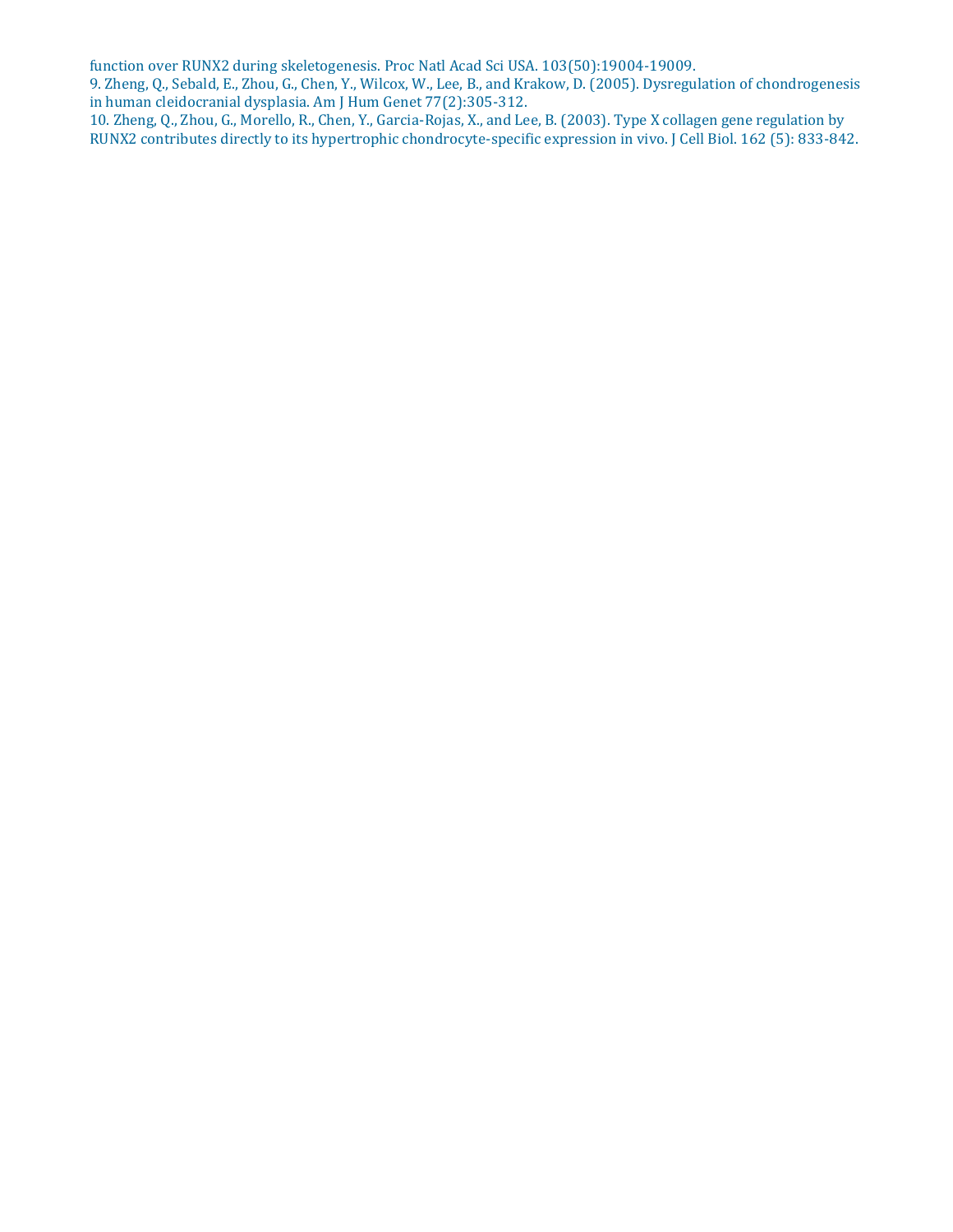function over RUNX2 during skeletogenesis. Proc Natl Acad Sci USA. 103(50):19004-19009.

9. Zheng, Q., Sebald, E., Zhou, G., Chen, Y., Wilcox, W., Lee, B., and Krakow, D. (2005). Dysregulation of chondrogenesis in human cleidocranial dysplasia. Am J Hum Genet 77(2):305-312.

10. Zheng, Q., Zhou, G., Morello, R., Chen, Y., Garcia-Rojas, X., and Lee, B. (2003). Type X collagen gene regulation by RUNX2 contributes directly to its hypertrophic chondrocyte-specific expression in vivo. J Cell Biol. 162 (5): 833-842.